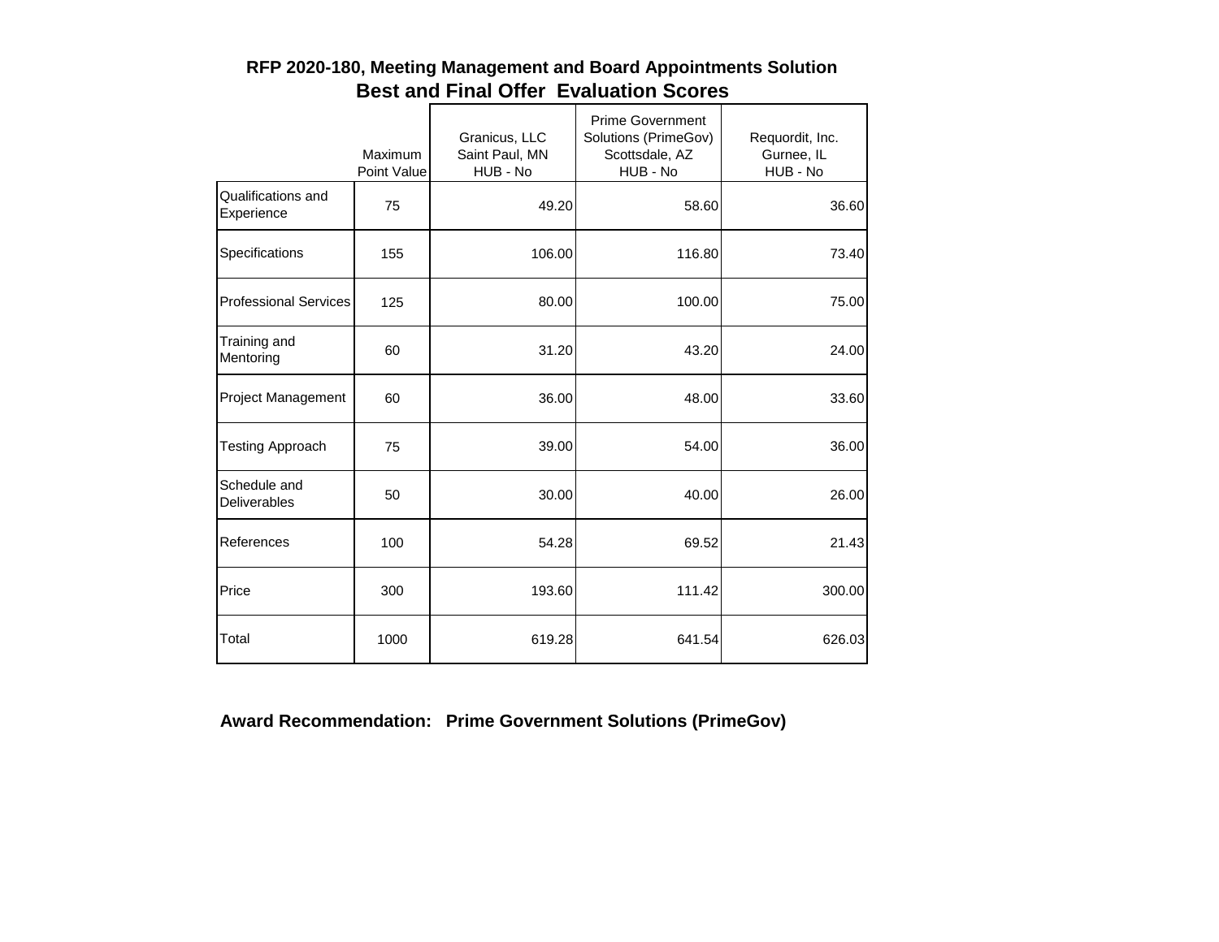# RFP 2020-180, Meeting Management and Board Appointments Solution

## Best and Final Offer Evaluation Scores

| | Maximum Point Value | Granicus, LLC Saint Paul, MN HUB - No | Prime Government Solutions (PrimeGov) Scottsdale, AZ HUB - No | Requordit, Inc. Gurnee, IL HUB - No |
|---|---|---|---|---|
| Qualifications and Experience | 75 | 49.20 | 58.60 | 36.60 |
| Specifications | 155 | 106.00 | 116.80 | 73.40 |
| Professional Services | 125 | 80.00 | 100.00 | 75.00 |
| Training and Mentoring | 60 | 31.20 | 43.20 | 24.00 |
| Project Management | 60 | 36.00 | 48.00 | 33.60 |
| Testing Approach | 75 | 39.00 | 54.00 | 36.00 |
| Schedule and Deliverables | 50 | 30.00 | 40.00 | 26.00 |
| References | 100 | 54.28 | 69.52 | 21.43 |
| Price | 300 | 193.60 | 111.42 | 300.00 |
| Total | 1000 | 619.28 | 641.54 | 626.03 |

**Award Recommendation: Prime Government Solutions (PrimeGov)**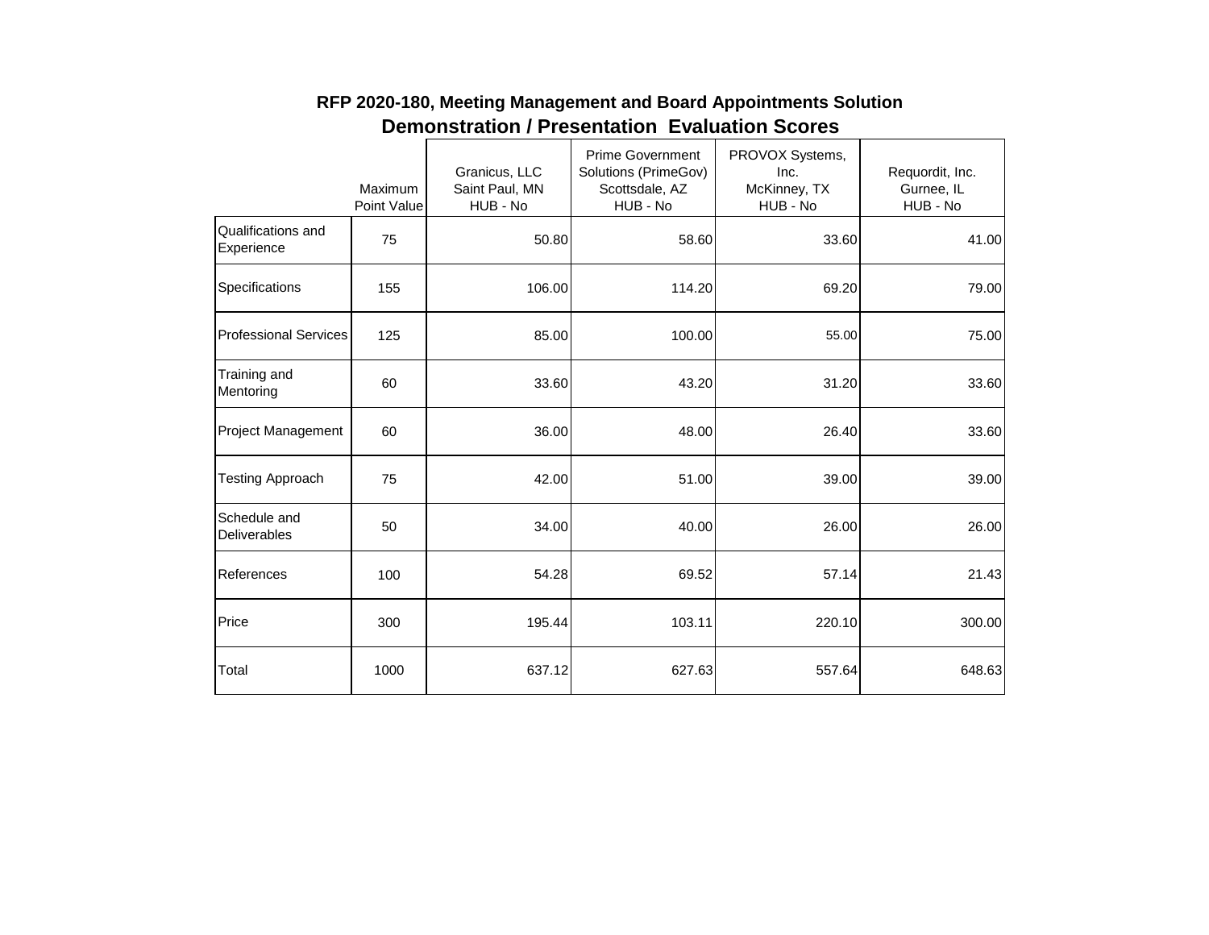## RFP 2020-180, Meeting Management and Board Appointments Solution

## Demonstration / Presentation Evaluation Scores

| | Maximum Point Value | Granicus, LLC Saint Paul, MN HUB - No | Prime Government Solutions (PrimeGov) Scottsdale, AZ HUB - No | PROVOX Systems, Inc. McKinney, TX HUB - No | Requordit, Inc. Gurnee, IL HUB - No |
|---|---|---|---|---|---|
| Qualifications and Experience | 75 | 50.80 | 58.60 | 33.60 | 41.00 |
| Specifications | 155 | 106.00 | 114.20 | 69.20 | 79.00 |
| Professional Services | 125 | 85.00 | 100.00 | 55.00 | 75.00 |
| Training and Mentoring | 60 | 33.60 | 43.20 | 31.20 | 33.60 |
| Project Management | 60 | 36.00 | 48.00 | 26.40 | 33.60 |
| Testing Approach | 75 | 42.00 | 51.00 | 39.00 | 39.00 |
| Schedule and Deliverables | 50 | 34.00 | 40.00 | 26.00 | 26.00 |
| References | 100 | 54.28 | 69.52 | 57.14 | 21.43 |
| Price | 300 | 195.44 | 103.11 | 220.10 | 300.00 |
| Total | 1000 | 637.12 | 627.63 | 557.64 | 648.63 |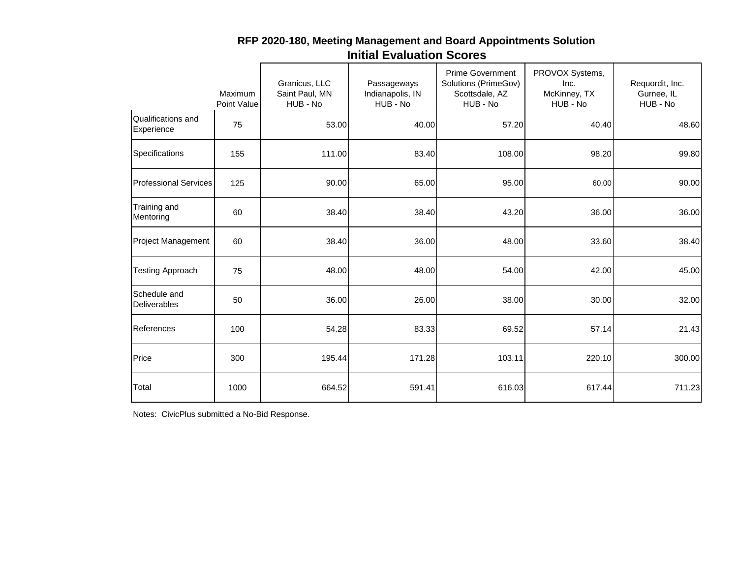# RFP 2020-180, Meeting Management and Board Appointments Solution

## Initial Evaluation Scores

| | Maximum Point Value | Granicus, LLC Saint Paul, MN HUB - No | Passageways Indianapolis, IN HUB - No | Prime Government Solutions (PrimeGov) Scottsdale, AZ HUB - No | PROVOX Systems, Inc. McKinney, TX HUB - No | Requordit, Inc. Gurnee, IL HUB - No |
|---|---|---|---|---|---|---|
| Qualifications and Experience | 75 | 53.00 | 40.00 | 57.20 | 40.40 | 48.60 |
| Specifications | 155 | 111.00 | 83.40 | 108.00 | 98.20 | 99.80 |
| Professional Services | 125 | 90.00 | 65.00 | 95.00 | 60.00 | 90.00 |
| Training and Mentoring | 60 | 38.40 | 38.40 | 43.20 | 36.00 | 36.00 |
| Project Management | 60 | 38.40 | 36.00 | 48.00 | 33.60 | 38.40 |
| Testing Approach | 75 | 48.00 | 48.00 | 54.00 | 42.00 | 45.00 |
| Schedule and Deliverables | 50 | 36.00 | 26.00 | 38.00 | 30.00 | 32.00 |
| References | 100 | 54.28 | 83.33 | 69.52 | 57.14 | 21.43 |
| Price | 300 | 195.44 | 171.28 | 103.11 | 220.10 | 300.00 |
| Total | 1000 | 664.52 | 591.41 | 616.03 | 617.44 | 711.23 |

Notes: CivicPlus submitted a No-Bid Response.